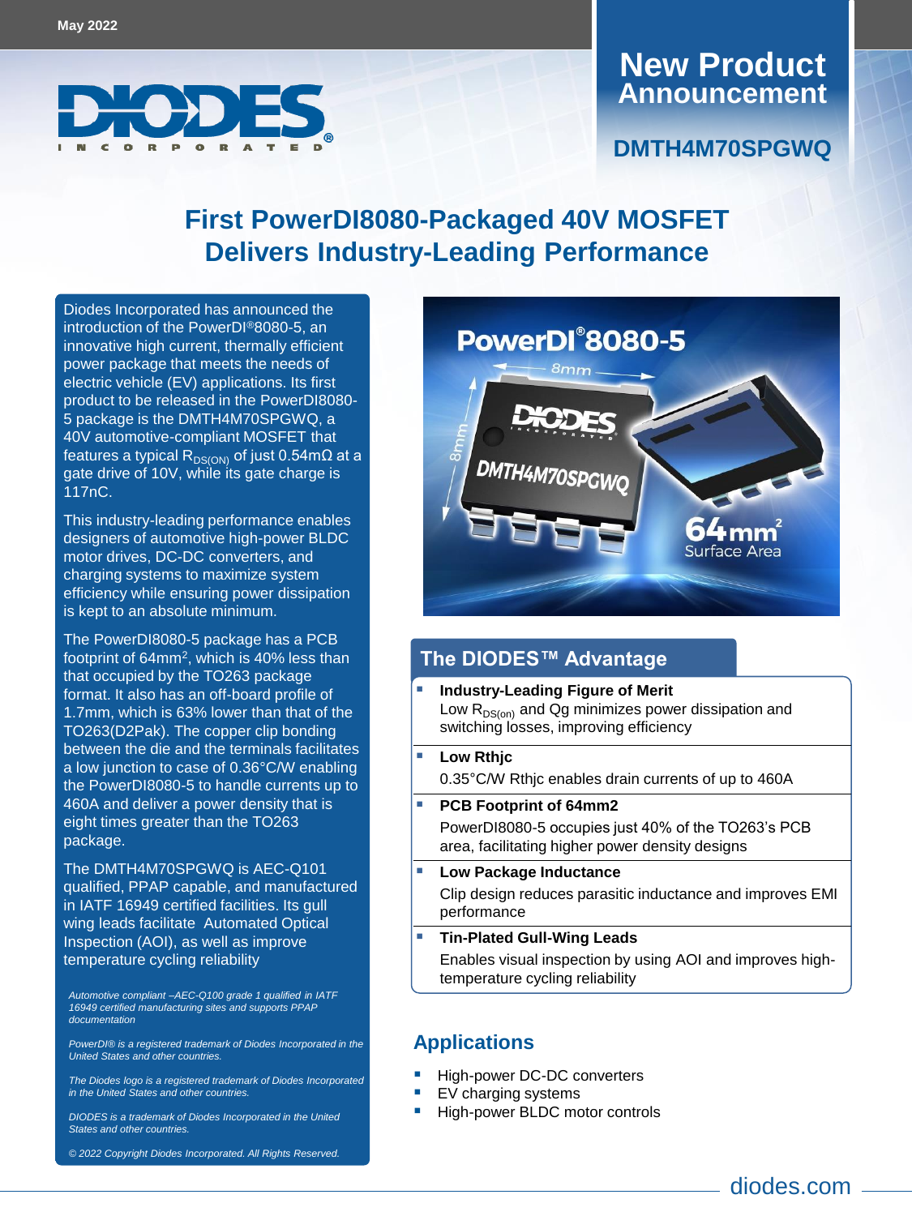May 2022

# New Product Announcement

## DMTH4M70SPGWQ

# First PowerDI8080-Packaged 40V MOSFET Delivers Industry-Leading Performance

Diodes Incorporated has announced the introduction of the PowerDI®8080-5, an innovative high current, thermally efficient power package that meets the needs of electric vehicle (EV) applications. Its first product to be released in the PowerDI8080-5 package is the DMTH4M70SPGWQ, a 40V automotive-compliant MOSFET that features a typical $R_{DS(ON)}$ of just 0.54mΩ at a gate drive of 10V, while its gate charge is 117nC.

This industry-leading performance enables designers of automotive high-power BLDC motor drives, DC-DC converters, and charging systems to maximize system efficiency while ensuring power dissipation is kept to an absolute minimum.

The PowerDI8080-5 package has a PCB footprint of $64mm^2$, which is 40% less than that occupied by the TO263 package format. It also has an off-board profile of 1.7mm, which is 63% lower than that of the TO263(D2Pak). The copper clip bonding between the die and the terminals facilitates a low junction to case of 0.36°C/W enabling the PowerDI8080-5 to handle currents up to 460A and deliver a power density that is eight times greater than the TO263 package.

The DMTH4M70SPGWQ is AEC-Q101 qualified, PPAP capable, and manufactured in IATF 16949 certified facilities. Its gull wing leads facilitate Automated Optical Inspection (AOI), as well as improve temperature cycling reliability

*Automotive compliant –AEC-Q100 grade 1 qualified in IATF 16949 certified manufacturing sites and supports PPAP documentation*

*PowerDI® is a registered trademark of Diodes Incorporated in the United States and other countries.*

*The Diodes logo is a registered trademark of Diodes Incorporated in the United States and other countries.*

*DIODES is a trademark of Diodes Incorporated in the United States and other countries.*

*© 2022 Copyright Diodes Incorporated. All Rights Reserved.*

PowerDI®8080-5

8mm

8mm

DMTH4M70SPGWQ

64mm² Surface Area

## The DIODES™ Advantage

- **Industry-Leading Figure of Merit**
  Low $R_{DS(on)}$ and Qg minimizes power dissipation and switching losses, improving efficiency
- **Low Rthjc**
  0.35°C/W Rthjc enables drain currents of up to 460A
- **PCB Footprint of 64mm2**
  PowerDI8080-5 occupies just 40% of the TO263's PCB area, facilitating higher power density designs
- **Low Package Inductance**
  Clip design reduces parasitic inductance and improves EMI performance
- **Tin-Plated Gull-Wing Leads**
  Enables visual inspection by using AOI and improves high-temperature cycling reliability

## Applications

- High-power DC-DC converters
- EV charging systems
- High-power BLDC motor controls

diodes.com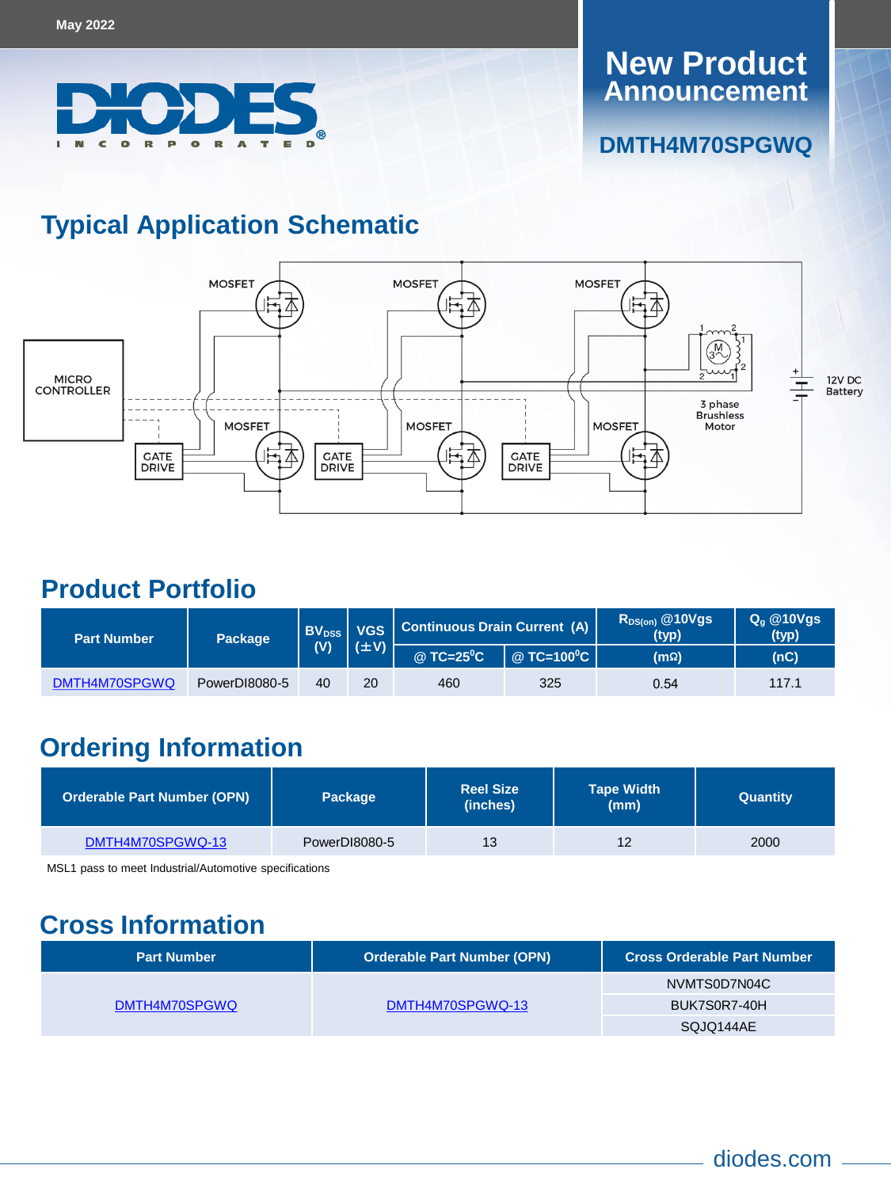May 2022

DIODES INCORPORATED

# New Product Announcement

## DMTH4M70SPGWQ

## Typical Application Schematic

MOSFET
MOSFET
MOSFET
MICRO CONTROLLER
MOSFET
MOSFET
MOSFET
GATE DRIVE
GATE DRIVE
GATE DRIVE
3 phase Brushless Motor
12V DC Battery

## Product Portfolio

| Part Number | Package | $BV_{DSS}$ (V) | VGS (±V) | Continuous Drain Current (A) | | $R_{DS(on)}$ @10Vgs (typ) | $Q_g$ @10Vgs (typ) |
|---|---|---|---|---|---|---|---|
| | | | | @ TC=25°C | @ TC=100°C | (mΩ) | (nC) |
| DMTH4M70SPGWQ | PowerDI8080-5 | 40 | 20 | 460 | 325 | 0.54 | 117.1 |

## Ordering Information

| Orderable Part Number (OPN) | Package | Reel Size (inches) | Tape Width (mm) | Quantity |
|---|---|---|---|---|
| DMTH4M70SPGWQ-13 | PowerDI8080-5 | 13 | 12 | 2000 |

MSL1 pass to meet Industrial/Automotive specifications

## Cross Information

| Part Number | Orderable Part Number (OPN) | Cross Orderable Part Number |
|---|---|---|
| DMTH4M70SPGWQ | DMTH4M70SPGWQ-13 | NVMTS0D7N04C |
| | | BUK7S0R7-40H |
| | | SQJQ144AE |

diodes.com